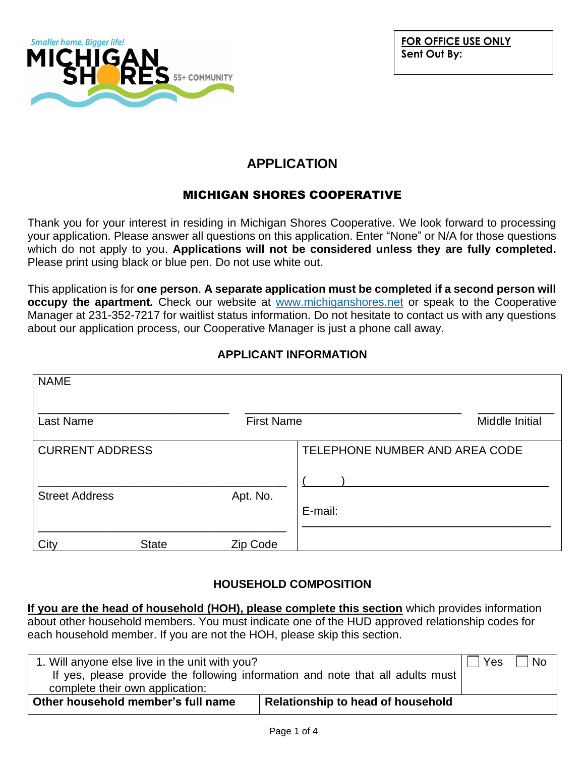Smaller home. Bigger life!

MICHIGAN SHORES 55+ COMMUNITY

**FOR OFFICE USE ONLY**
**Sent Out By:**

# APPLICATION

## MICHIGAN SHORES COOPERATIVE

Thank you for your interest in residing in Michigan Shores Cooperative. We look forward to processing your application. Please answer all questions on this application. Enter "None" or N/A for those questions which do not apply to you. **Applications will not be considered unless they are fully completed.** Please print using black or blue pen. Do not use white out.

This application is for **one person**. **A separate application must be completed if a second person will occupy the apartment.** Check our website at www.michiganshores.net or speak to the Cooperative Manager at 231-352-7217 for waitlist status information. Do not hesitate to contact us with any questions about our application process, our Cooperative Manager is just a phone call away.

### APPLICANT INFORMATION

| NAME | | |
|---|---|---|
| \_\_\_\_\_\_\_\_\_\_\_\_\_\_\_\_\_\_\_\_\_\_ Last Name | \_\_\_\_\_\_\_\_\_\_\_\_\_\_\_\_\_\_\_\_\_\_ First Name | \_\_\_\_\_\_\_\_ Middle Initial |

| CURRENT ADDRESS | TELEPHONE NUMBER AND AREA CODE |
|---|---|
| \_\_\_\_\_\_\_\_\_\_\_\_\_\_\_\_\_\_\_\_\_\_\_\_\_\_ Street Address Apt. No. | ( ) \_\_\_\_\_\_\_\_\_\_\_\_\_\_\_\_\_\_\_\_\_\_ |
| \_\_\_\_\_\_\_\_\_\_\_\_\_\_\_\_\_\_\_\_\_\_\_\_\_\_ City State Zip Code | E-mail: \_\_\_\_\_\_\_\_\_\_\_\_\_\_\_\_\_\_\_\_\_\_ |

### HOUSEHOLD COMPOSITION

**If you are the head of household (HOH), please complete this section** which provides information about other household members. You must indicate one of the HUD approved relationship codes for each household member. If you are not the HOH, please skip this section.

| 1. Will anyone else live in the unit with you? If yes, please provide the following information and note that all adults must complete their own application: | ☐ Yes ☐ No |
|---|---|
| **Other household member's full name** | **Relationship to head of household** |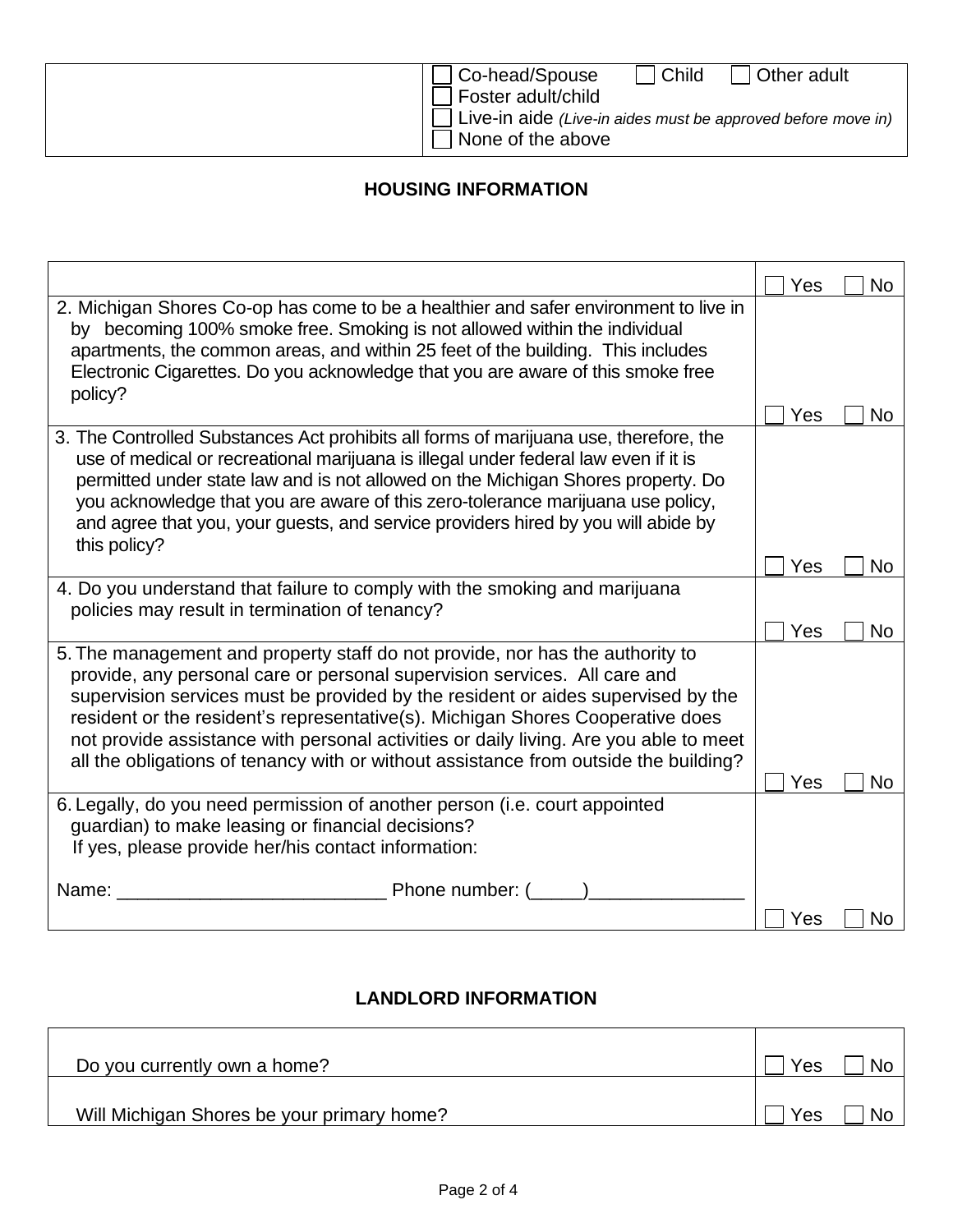| | ☐ Co-head/Spouse ☐ Child ☐ Other adult<br>☐ Foster adult/child<br>☐ Live-in aide *(Live-in aides must be approved before move in)*<br>☐ None of the above |
|---|---|

## HOUSING INFORMATION

| | |
|---|---|
| | ☐ Yes ☐ No |
| 2. Michigan Shores Co-op has come to be a healthier and safer environment to live in by becoming 100% smoke free. Smoking is not allowed within the individual apartments, the common areas, and within 25 feet of the building. This includes Electronic Cigarettes. Do you acknowledge that you are aware of this smoke free policy? | ☐ Yes ☐ No |
| 3. The Controlled Substances Act prohibits all forms of marijuana use, therefore, the use of medical or recreational marijuana is illegal under federal law even if it is permitted under state law and is not allowed on the Michigan Shores property. Do you acknowledge that you are aware of this zero-tolerance marijuana use policy, and agree that you, your guests, and service providers hired by you will abide by this policy? | ☐ Yes ☐ No |
| 4. Do you understand that failure to comply with the smoking and marijuana policies may result in termination of tenancy? | ☐ Yes ☐ No |
| 5. The management and property staff do not provide, nor has the authority to provide, any personal care or personal supervision services. All care and supervision services must be provided by the resident or aides supervised by the resident or the resident's representative(s). Michigan Shores Cooperative does not provide assistance with personal activities or daily living. Are you able to meet all the obligations of tenancy with or without assistance from outside the building? | ☐ Yes ☐ No |
| 6. Legally, do you need permission of another person (i.e. court appointed guardian) to make leasing or financial decisions?<br>If yes, please provide her/his contact information:<br><br>Name: __________________________ Phone number: (_____)_______________ | ☐ Yes ☐ No |

## LANDLORD INFORMATION

| | |
|---|---|
| Do you currently own a home? | ☐ Yes ☐ No |
| Will Michigan Shores be your primary home? | ☐ Yes ☐ No |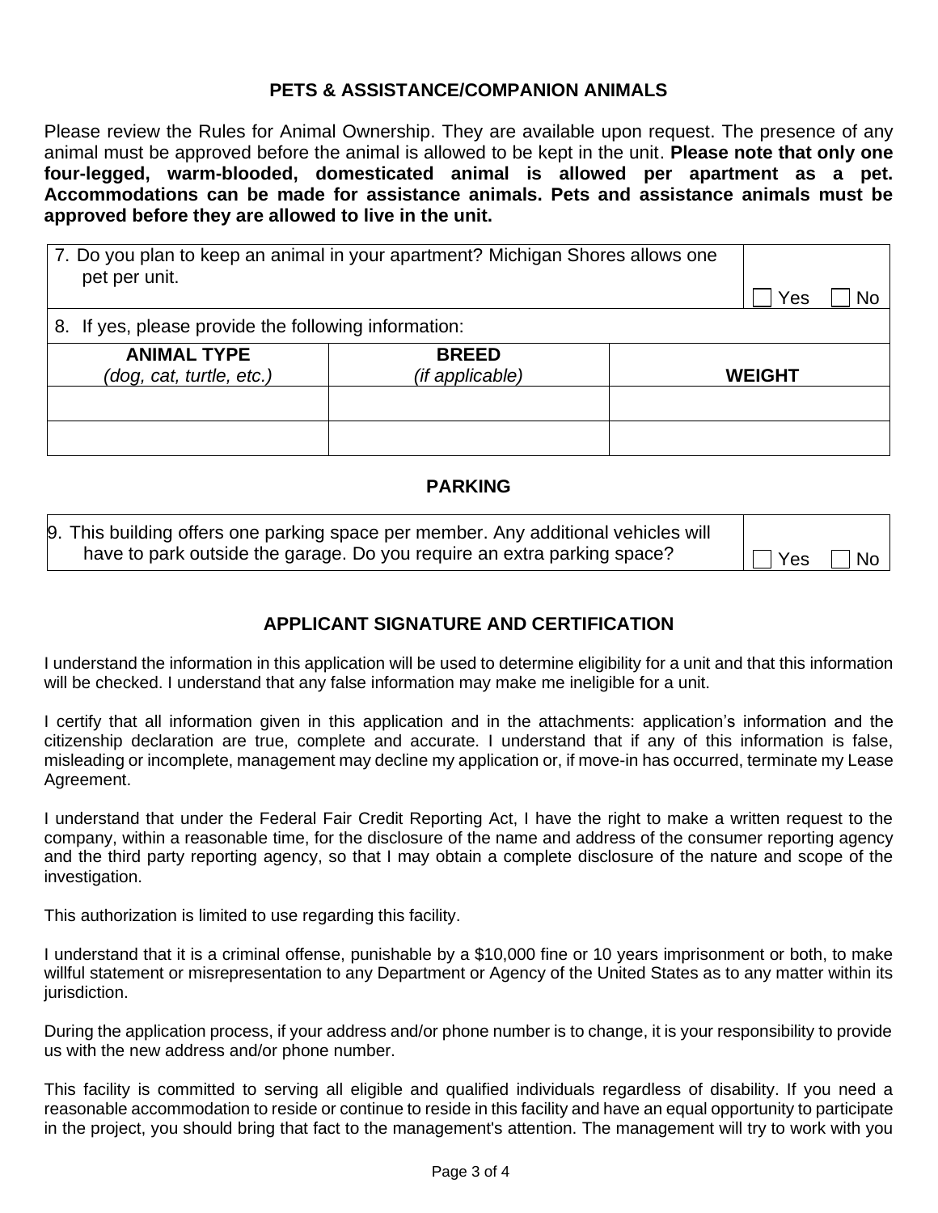## PETS & ASSISTANCE/COMPANION ANIMALS

Please review the Rules for Animal Ownership. They are available upon request. The presence of any animal must be approved before the animal is allowed to be kept in the unit. **Please note that only one four-legged, warm-blooded, domesticated animal is allowed per apartment as a pet. Accommodations can be made for assistance animals. Pets and assistance animals must be approved before they are allowed to live in the unit.**

| 7. Do you plan to keep an animal in your apartment? Michigan Shores allows one pet per unit. | ☐ Yes ☐ No |
|---|---|

8. If yes, please provide the following information:

| **ANIMAL TYPE** *(dog, cat, turtle, etc.)* | **BREED** *(if applicable)* | **WEIGHT** |
|---|---|---|
| | | |
| | | |

## PARKING

| 9. This building offers one parking space per member. Any additional vehicles will have to park outside the garage. Do you require an extra parking space? | ☐ Yes ☐ No |
|---|---|

## APPLICANT SIGNATURE AND CERTIFICATION

I understand the information in this application will be used to determine eligibility for a unit and that this information will be checked. I understand that any false information may make me ineligible for a unit.

I certify that all information given in this application and in the attachments: application's information and the citizenship declaration are true, complete and accurate. I understand that if any of this information is false, misleading or incomplete, management may decline my application or, if move-in has occurred, terminate my Lease Agreement.

I understand that under the Federal Fair Credit Reporting Act, I have the right to make a written request to the company, within a reasonable time, for the disclosure of the name and address of the consumer reporting agency and the third party reporting agency, so that I may obtain a complete disclosure of the nature and scope of the investigation.

This authorization is limited to use regarding this facility.

I understand that it is a criminal offense, punishable by a $10,000 fine or 10 years imprisonment or both, to make willful statement or misrepresentation to any Department or Agency of the United States as to any matter within its jurisdiction.

During the application process, if your address and/or phone number is to change, it is your responsibility to provide us with the new address and/or phone number.

This facility is committed to serving all eligible and qualified individuals regardless of disability. If you need a reasonable accommodation to reside or continue to reside in this facility and have an equal opportunity to participate in the project, you should bring that fact to the management's attention. The management will try to work with you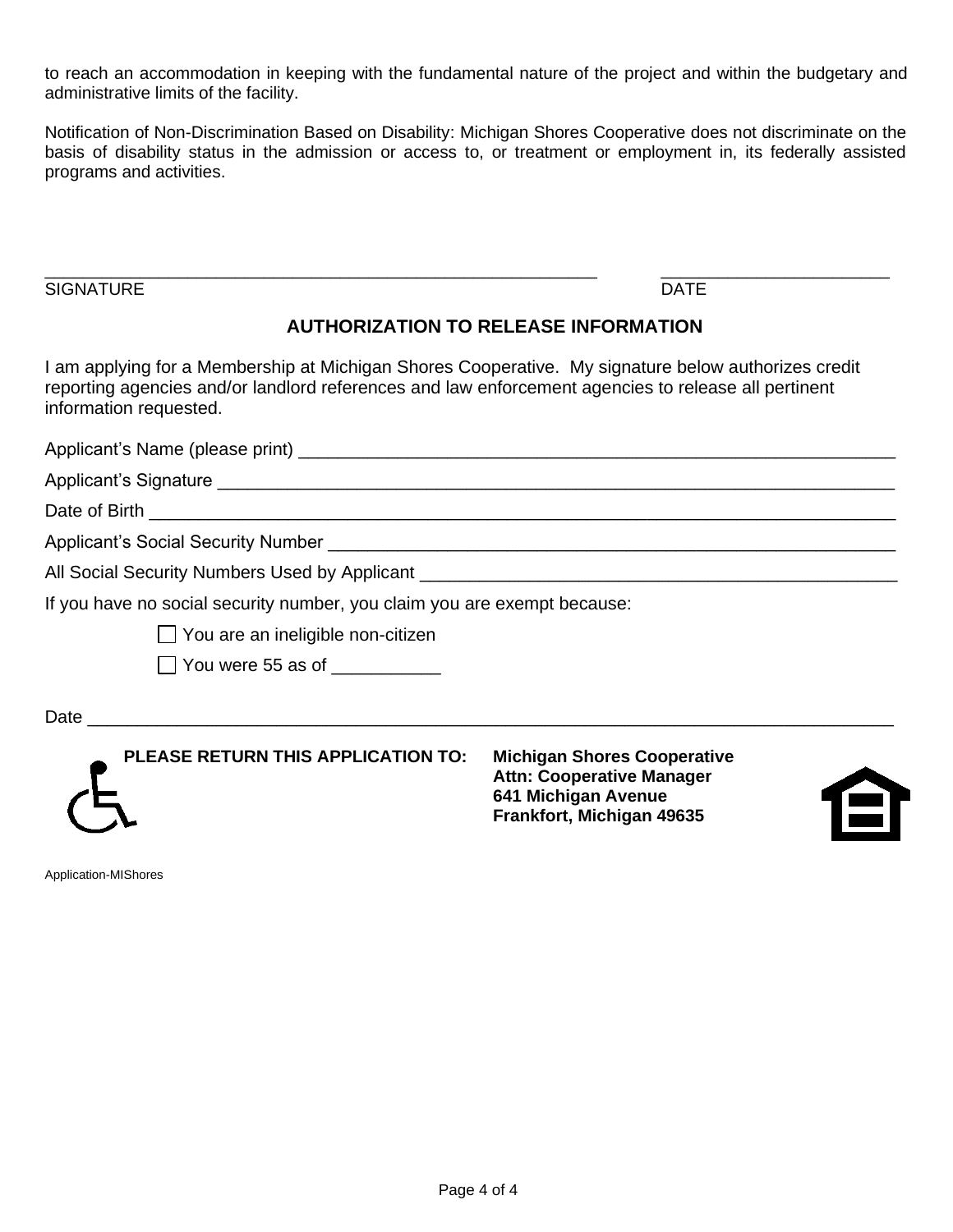to reach an accommodation in keeping with the fundamental nature of the project and within the budgetary and administrative limits of the facility.

Notification of Non-Discrimination Based on Disability: Michigan Shores Cooperative does not discriminate on the basis of disability status in the admission or access to, or treatment or employment in, its federally assisted programs and activities.

\_\_\_\_\_\_\_\_\_\_\_\_\_\_\_\_\_\_\_\_\_\_\_\_\_\_\_\_\_\_\_\_\_\_\_\_\_\_\_\_\_\_\_\_\_\_\_\_\_\_\_\_\_\_\_\_\_\_ \_\_\_\_\_\_\_\_\_\_\_\_\_\_\_\_\_\_\_\_\_\_\_\_
SIGNATURE DATE

## AUTHORIZATION TO RELEASE INFORMATION

I am applying for a Membership at Michigan Shores Cooperative. My signature below authorizes credit reporting agencies and/or landlord references and law enforcement agencies to release all pertinent information requested.

Applicant's Name (please print) \_\_\_\_\_\_\_\_\_\_\_\_\_\_\_\_\_\_\_\_\_\_\_\_\_\_\_\_\_\_\_\_\_\_\_\_\_\_\_\_\_\_\_\_\_\_\_\_\_\_\_\_\_\_\_\_\_\_\_\_\_

Applicant's Signature \_\_\_\_\_\_\_\_\_\_\_\_\_\_\_\_\_\_\_\_\_\_\_\_\_\_\_\_\_\_\_\_\_\_\_\_\_\_\_\_\_\_\_\_\_\_\_\_\_\_\_\_\_\_\_\_\_\_\_\_\_\_\_\_\_\_\_\_\_

Date of Birth \_\_\_\_\_\_\_\_\_\_\_\_\_\_\_\_\_\_\_\_\_\_\_\_\_\_\_\_\_\_\_\_\_\_\_\_\_\_\_\_\_\_\_\_\_\_\_\_\_\_\_\_\_\_\_\_\_\_\_\_\_\_\_\_\_\_\_\_\_\_\_\_\_\_\_

Applicant's Social Security Number \_\_\_\_\_\_\_\_\_\_\_\_\_\_\_\_\_\_\_\_\_\_\_\_\_\_\_\_\_\_\_\_\_\_\_\_\_\_\_\_\_\_\_\_\_\_\_\_\_\_\_\_\_\_\_\_\_\_\_

All Social Security Numbers Used by Applicant \_\_\_\_\_\_\_\_\_\_\_\_\_\_\_\_\_\_\_\_\_\_\_\_\_\_\_\_\_\_\_\_\_\_\_\_\_\_\_\_\_\_\_\_\_\_\_\_\_\_

If you have no social security number, you claim you are exempt because:

- ☐ You are an ineligible non-citizen
- ☐ You were 55 as of \_\_\_\_\_\_\_\_\_\_\_

Date \_\_\_\_\_\_\_\_\_\_\_\_\_\_\_\_\_\_\_\_\_\_\_\_\_\_\_\_\_\_\_\_\_\_\_\_\_\_\_\_\_\_\_\_\_\_\_\_\_\_\_\_\_\_\_\_\_\_\_\_\_\_\_\_\_\_\_\_\_\_\_\_\_\_\_\_\_\_\_\_\_\_\_\_

**PLEASE RETURN THIS APPLICATION TO:**

**Michigan Shores Cooperative**
**Attn: Cooperative Manager**
**641 Michigan Avenue**
**Frankfort, Michigan 49635**

Application-MIShores